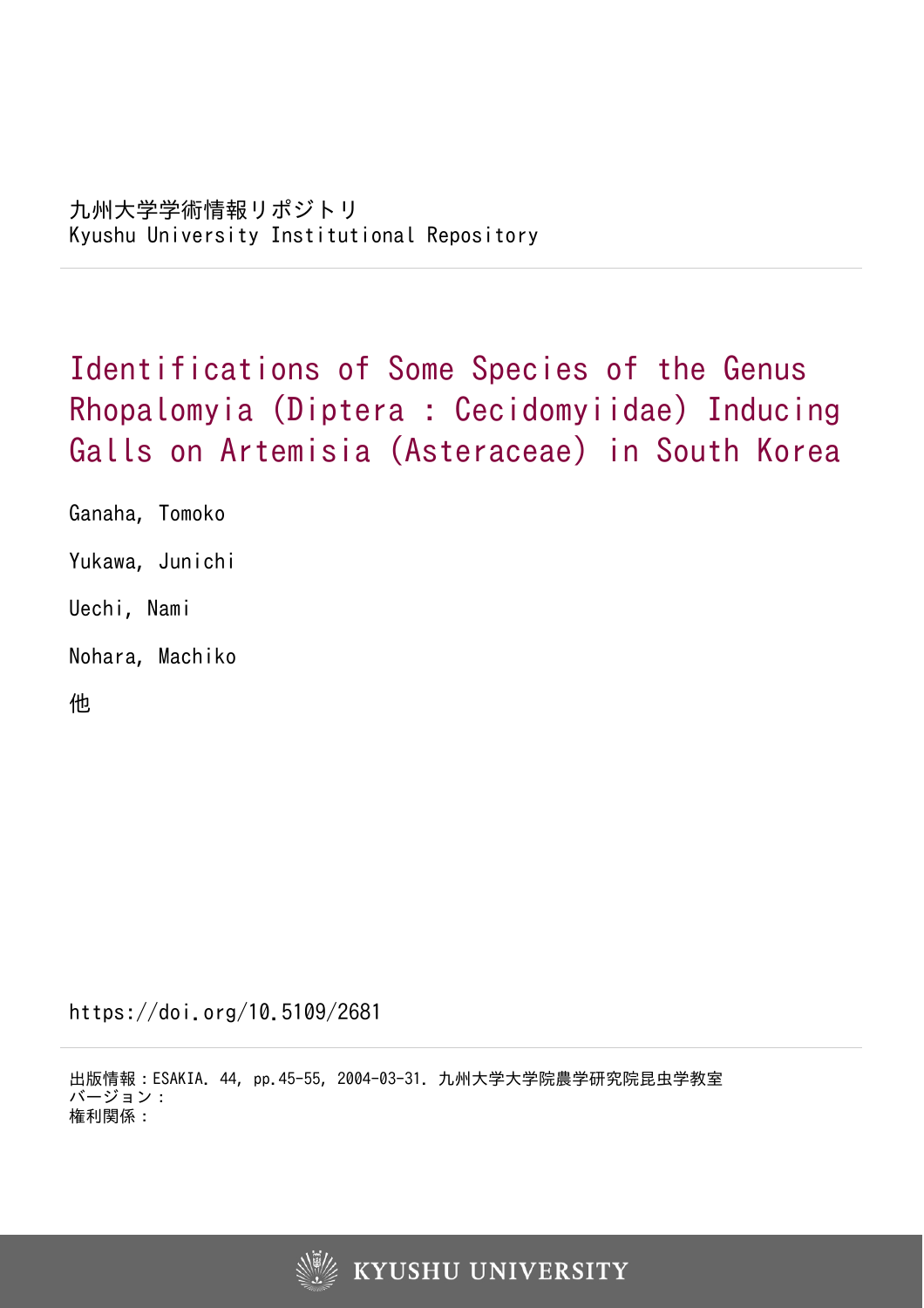九州大学学術情報リポジトリ
Kyushu University Institutional Repository

# Identifications of Some Species of the Genus Rhopalomyia (Diptera : Cecidomyiidae) Inducing Galls on Artemisia (Asteraceae) in South Korea

Ganaha, Tomoko

Yukawa, Junichi

Uechi, Nami

Nohara, Machiko

他

https://doi.org/10.5109/2681

出版情報：ESAKIA. 44, pp.45-55, 2004-03-31. 九州大学大学院農学研究院昆虫学教室
バージョン：
権利関係：

KYUSHU UNIVERSITY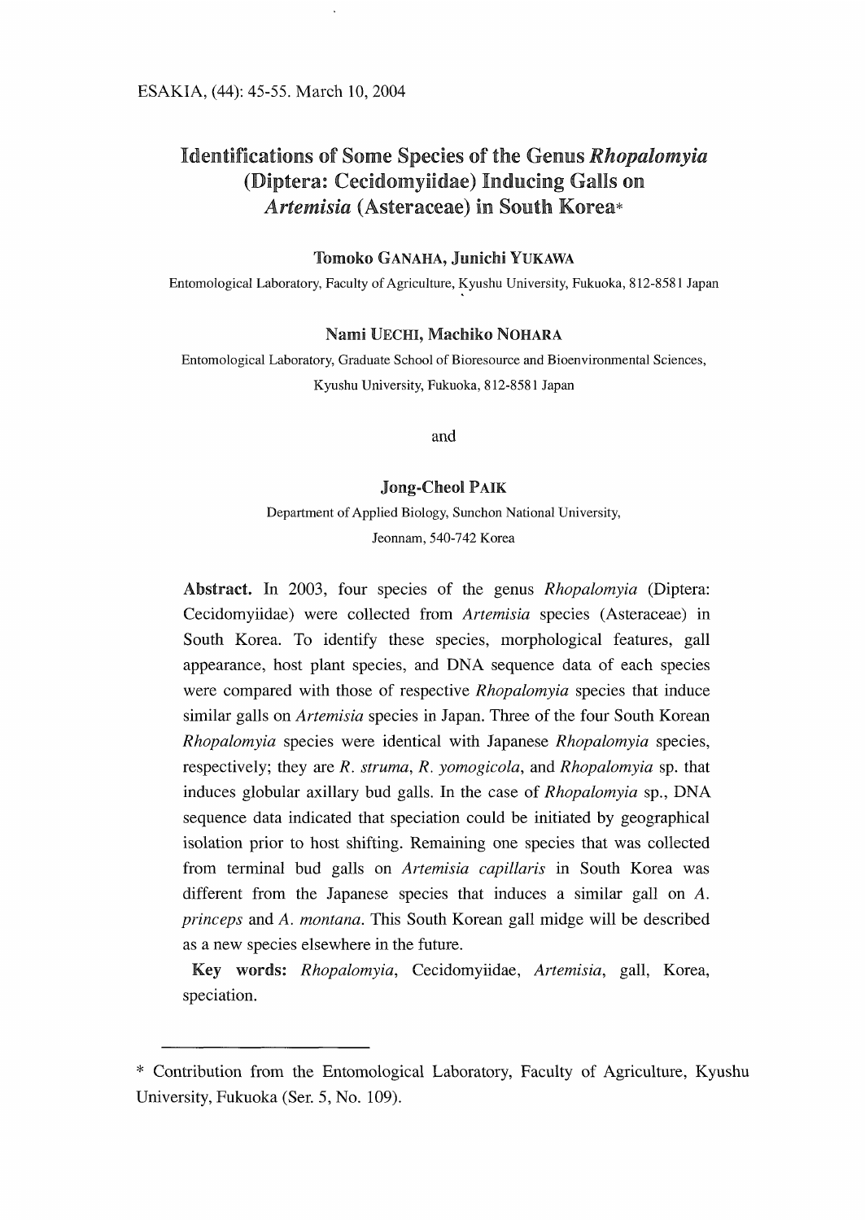# Identifications of Some Species of the Genus *Rhopalomyia* (Diptera: Cecidomyiidae) Inducing Galls on *Artemisia* (Asteraceae) in South Korea*

**Tomoko GANAHA, Junichi YUKAWA**

Entomological Laboratory, Faculty of Agriculture, Kyushu University, Fukuoka, 812-8581 Japan

**Nami UECHI, Machiko NOHARA**

Entomological Laboratory, Graduate School of Bioresource and Bioenvironmental Sciences, Kyushu University, Fukuoka, 812-8581 Japan

and

**Jong-Cheol PAIK**

Department of Applied Biology, Sunchon National University, Jeonnam, 540-742 Korea

**Abstract.** In 2003, four species of the genus *Rhopalomyia* (Diptera: Cecidomyiidae) were collected from *Artemisia* species (Asteraceae) in South Korea. To identify these species, morphological features, gall appearance, host plant species, and DNA sequence data of each species were compared with those of respective *Rhopalomyia* species that induce similar galls on *Artemisia* species in Japan. Three of the four South Korean *Rhopalomyia* species were identical with Japanese *Rhopalomyia* species, respectively; they are *R. struma*, *R. yomogicola*, and *Rhopalomyia* sp. that induces globular axillary bud galls. In the case of *Rhopalomyia* sp., DNA sequence data indicated that speciation could be initiated by geographical isolation prior to host shifting. Remaining one species that was collected from terminal bud galls on *Artemisia capillaris* in South Korea was different from the Japanese species that induces a similar gall on *A. princeps* and *A. montana*. This South Korean gall midge will be described as a new species elsewhere in the future.

**Key words:** *Rhopalomyia*, Cecidomyiidae, *Artemisia*, gall, Korea, speciation.

---

\* Contribution from the Entomological Laboratory, Faculty of Agriculture, Kyushu University, Fukuoka (Ser. 5, No. 109).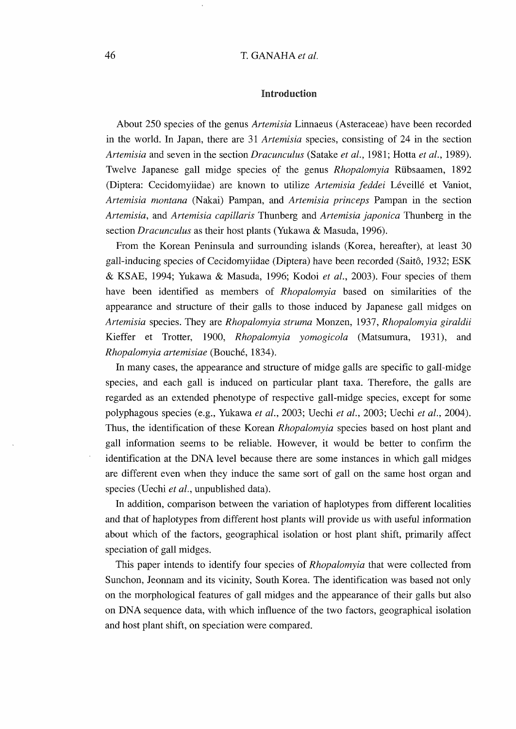## Introduction

About 250 species of the genus *Artemisia* Linnaeus (Asteraceae) have been recorded in the world. In Japan, there are 31 *Artemisia* species, consisting of 24 in the section *Artemisia* and seven in the section *Dracunculus* (Satake *et al.*, 1981; Hotta *et al.*, 1989). Twelve Japanese gall midge species of the genus *Rhopalomyia* Rübsaamen, 1892 (Diptera: Cecidomyiidae) are known to utilize *Artemisia feddei* Léveillé et Vaniot, *Artemisia montana* (Nakai) Pampan, and *Artemisia princeps* Pampan in the section *Artemisia*, and *Artemisia capillaris* Thunberg and *Artemisia japonica* Thunberg in the section *Dracunculus* as their host plants (Yukawa & Masuda, 1996).

From the Korean Peninsula and surrounding islands (Korea, hereafter), at least 30 gall-inducing species of Cecidomyiidae (Diptera) have been recorded (Saitô, 1932; ESK & KSAE, 1994; Yukawa & Masuda, 1996; Kodoi *et al.*, 2003). Four species of them have been identified as members of *Rhopalomyia* based on similarities of the appearance and structure of their galls to those induced by Japanese gall midges on *Artemisia* species. They are *Rhopalomyia struma* Monzen, 1937, *Rhopalomyia giraldii* Kieffer et Trotter, 1900, *Rhopalomyia yomogicola* (Matsumura, 1931), and *Rhopalomyia artemisiae* (Bouché, 1834).

In many cases, the appearance and structure of midge galls are specific to gall-midge species, and each gall is induced on particular plant taxa. Therefore, the galls are regarded as an extended phenotype of respective gall-midge species, except for some polyphagous species (e.g., Yukawa *et al.*, 2003; Uechi *et al.*, 2003; Uechi *et al.*, 2004). Thus, the identification of these Korean *Rhopalomyia* species based on host plant and gall information seems to be reliable. However, it would be better to confirm the identification at the DNA level because there are some instances in which gall midges are different even when they induce the same sort of gall on the same host organ and species (Uechi *et al.*, unpublished data).

In addition, comparison between the variation of haplotypes from different localities and that of haplotypes from different host plants will provide us with useful information about which of the factors, geographical isolation or host plant shift, primarily affect speciation of gall midges.

This paper intends to identify four species of *Rhopalomyia* that were collected from Sunchon, Jeonnam and its vicinity, South Korea. The identification was based not only on the morphological features of gall midges and the appearance of their galls but also on DNA sequence data, with which influence of the two factors, geographical isolation and host plant shift, on speciation were compared.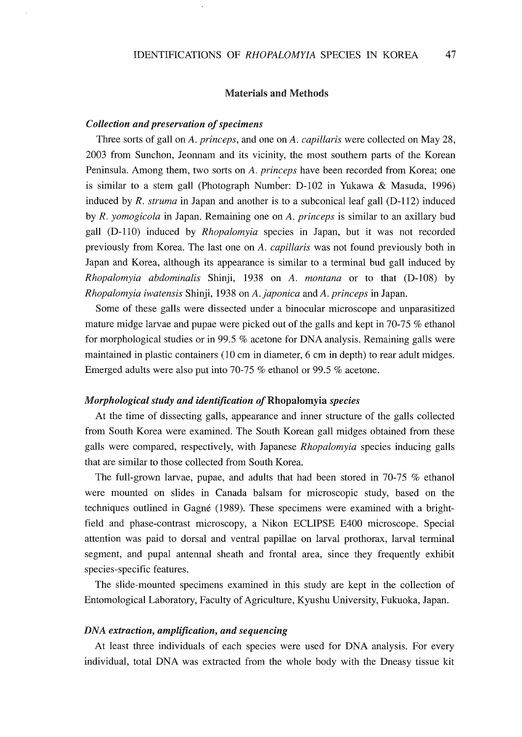## Materials and Methods

### *Collection and preservation of specimens*

Three sorts of gall on *A. princeps*, and one on *A. capillaris* were collected on May 28, 2003 from Sunchon, Jeonnam and its vicinity, the most southern parts of the Korean Peninsula. Among them, two sorts on *A. princeps* have been recorded from Korea; one is similar to a stem gall (Photograph Number: D-102 in Yukawa & Masuda, 1996) induced by *R. struma* in Japan and another is to a subconical leaf gall (D-112) induced by *R. yomogicola* in Japan. Remaining one on *A. princeps* is similar to an axillary bud gall (D-110) induced by *Rhopalomyia* species in Japan, but it was not recorded previously from Korea. The last one on *A. capillaris* was not found previously both in Japan and Korea, although its appearance is similar to a terminal bud gall induced by *Rhopalomyia abdominalis* Shinji, 1938 on *A. montana* or to that (D-108) by *Rhopalomyia iwatensis* Shinji, 1938 on *A. japonica* and *A. princeps* in Japan.

Some of these galls were dissected under a binocular microscope and unparasitized mature midge larvae and pupae were picked out of the galls and kept in 70-75 % ethanol for morphological studies or in 99.5 % acetone for DNA analysis. Remaining galls were maintained in plastic containers (10 cm in diameter, 6 cm in depth) to rear adult midges. Emerged adults were also put into 70-75 % ethanol or 99.5 % acetone.

### *Morphological study and identification of* Rhopalomyia *species*

At the time of dissecting galls, appearance and inner structure of the galls collected from South Korea were examined. The South Korean gall midges obtained from these galls were compared, respectively, with Japanese *Rhopalomyia* species inducing galls that are similar to those collected from South Korea.

The full-grown larvae, pupae, and adults that had been stored in 70-75 % ethanol were mounted on slides in Canada balsam for microscopic study, based on the techniques outlined in Gagné (1989). These specimens were examined with a bright-field and phase-contrast microscopy, a Nikon ECLIPSE E400 microscope. Special attention was paid to dorsal and ventral papillae on larval prothorax, larval terminal segment, and pupal antennal sheath and frontal area, since they frequently exhibit species-specific features.

The slide-mounted specimens examined in this study are kept in the collection of Entomological Laboratory, Faculty of Agriculture, Kyushu University, Fukuoka, Japan.

### *DNA extraction, amplification, and sequencing*

At least three individuals of each species were used for DNA analysis. For every individual, total DNA was extracted from the whole body with the Dneasy tissue kit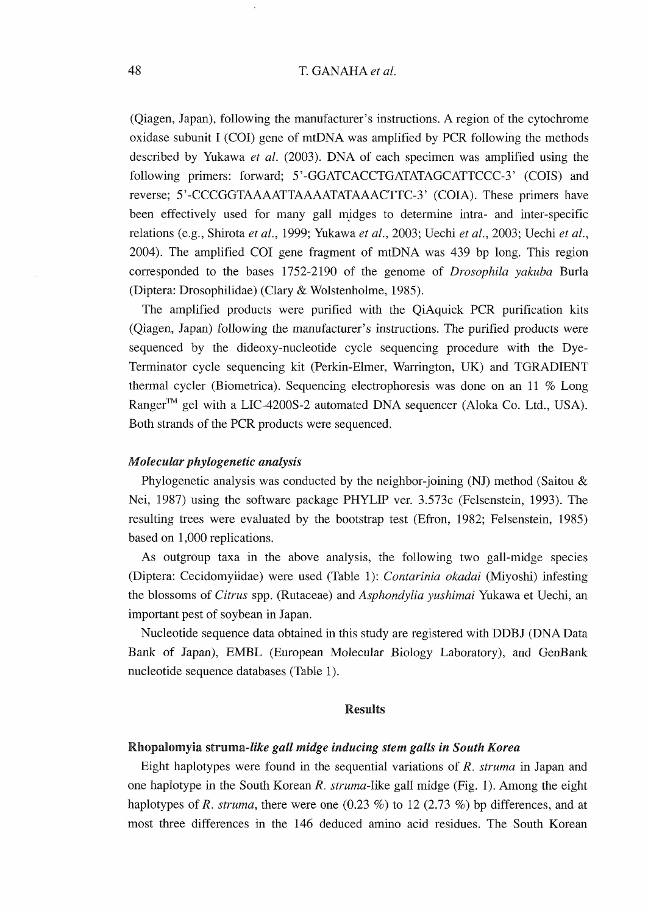(Qiagen, Japan), following the manufacturer's instructions. A region of the cytochrome oxidase subunit I (COI) gene of mtDNA was amplified by PCR following the methods described by Yukawa *et al.* (2003). DNA of each specimen was amplified using the following primers: forward; 5'-GGATCACCTGATATAGCATTCCC-3' (COIS) and reverse; 5'-CCCGGTAAAATTAAAATATAAACTTC-3' (COIA). These primers have been effectively used for many gall midges to determine intra- and inter-specific relations (e.g., Shirota *et al.*, 1999; Yukawa *et al.*, 2003; Uechi *et al.*, 2003; Uechi *et al.*, 2004). The amplified COI gene fragment of mtDNA was 439 bp long. This region corresponded to the bases 1752-2190 of the genome of *Drosophila yakuba* Burla (Diptera: Drosophilidae) (Clary & Wolstenholme, 1985).

The amplified products were purified with the QiAquick PCR purification kits (Qiagen, Japan) following the manufacturer's instructions. The purified products were sequenced by the dideoxy-nucleotide cycle sequencing procedure with the Dye-Terminator cycle sequencing kit (Perkin-Elmer, Warrington, UK) and TGRADIENT thermal cycler (Biometrica). Sequencing electrophoresis was done on an 11 % Long Ranger™ gel with a LIC-4200S-2 automated DNA sequencer (Aloka Co. Ltd., USA). Both strands of the PCR products were sequenced.

### *Molecular phylogenetic analysis*

Phylogenetic analysis was conducted by the neighbor-joining (NJ) method (Saitou & Nei, 1987) using the software package PHYLIP ver. 3.573c (Felsenstein, 1993). The resulting trees were evaluated by the bootstrap test (Efron, 1982; Felsenstein, 1985) based on 1,000 replications.

As outgroup taxa in the above analysis, the following two gall-midge species (Diptera: Cecidomyiidae) were used (Table 1): *Contarinia okadai* (Miyoshi) infesting the blossoms of *Citrus* spp. (Rutaceae) and *Asphondylia yushimai* Yukawa et Uechi, an important pest of soybean in Japan.

Nucleotide sequence data obtained in this study are registered with DDBJ (DNA Data Bank of Japan), EMBL (European Molecular Biology Laboratory), and GenBank nucleotide sequence databases (Table 1).

## Results

### Rhopalomyia struma*-like gall midge inducing stem galls in South Korea*

Eight haplotypes were found in the sequential variations of *R. struma* in Japan and one haplotype in the South Korean *R. struma*-like gall midge (Fig. 1). Among the eight haplotypes of *R. struma*, there were one (0.23 %) to 12 (2.73 %) bp differences, and at most three differences in the 146 deduced amino acid residues. The South Korean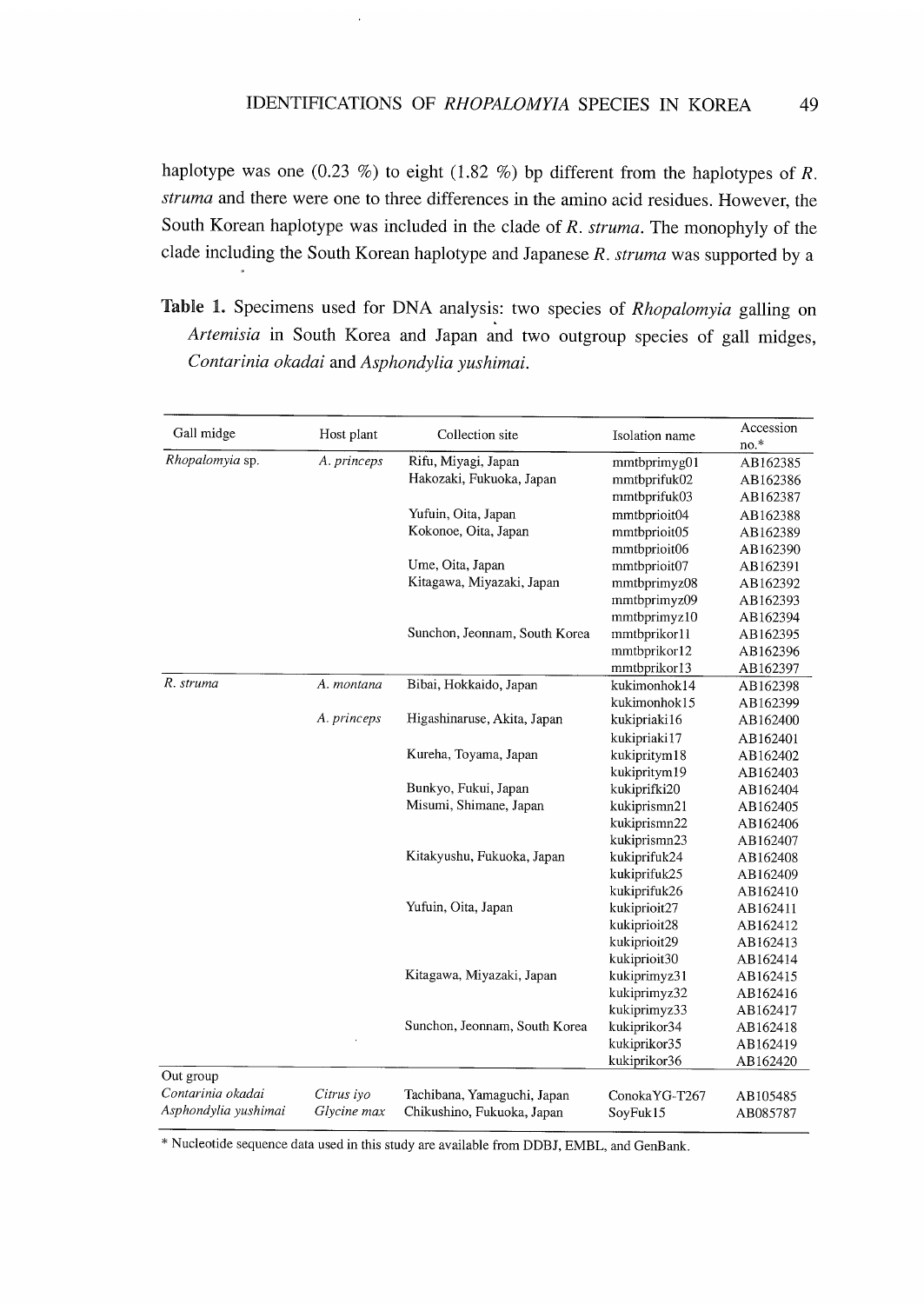haplotype was one (0.23 %) to eight (1.82 %) bp different from the haplotypes of *R. struma* and there were one to three differences in the amino acid residues. However, the South Korean haplotype was included in the clade of *R. struma*. The monophyly of the clade including the South Korean haplotype and Japanese *R. struma* was supported by a

**Table 1.** Specimens used for DNA analysis: two species of *Rhopalomyia* galling on *Artemisia* in South Korea and Japan and two outgroup species of gall midges, *Contarinia okadai* and *Asphondylia yushimai*.

| Gall midge | Host plant | Collection site | Isolation name | Accession no.* |
|---|---|---|---|---|
| *Rhopalomyia* sp. | *A. princeps* | Rifu, Miyagi, Japan | mmtbprimyg01 | AB162385 |
| | | Hakozaki, Fukuoka, Japan | mmtbprifuk02 | AB162386 |
| | | | mmtbprifuk03 | AB162387 |
| | | Yufuin, Oita, Japan | mmtbprioit04 | AB162388 |
| | | Kokonoe, Oita, Japan | mmtbprioit05 | AB162389 |
| | | | mmtbprioit06 | AB162390 |
| | | Ume, Oita, Japan | mmtbprioit07 | AB162391 |
| | | Kitagawa, Miyazaki, Japan | mmtbprimyz08 | AB162392 |
| | | | mmtbprimyz09 | AB162393 |
| | | | mmtbprimyz10 | AB162394 |
| | | Sunchon, Jeonnam, South Korea | mmtbprikor11 | AB162395 |
| | | | mmtbprikor12 | AB162396 |
| | | | mmtbprikor13 | AB162397 |
| *R. struma* | *A. montana* | Bibai, Hokkaido, Japan | kukimonhok14 | AB162398 |
| | | | kukimonhok15 | AB162399 |
| | *A. princeps* | Higashinaruse, Akita, Japan | kukipriaki16 | AB162400 |
| | | | kukipriaki17 | AB162401 |
| | | Kureha, Toyama, Japan | kukipritym18 | AB162402 |
| | | | kukipritym19 | AB162403 |
| | | Bunkyo, Fukui, Japan | kukiprifki20 | AB162404 |
| | | Misumi, Shimane, Japan | kukiprismn21 | AB162405 |
| | | | kukiprismn22 | AB162406 |
| | | | kukiprismn23 | AB162407 |
| | | Kitakyushu, Fukuoka, Japan | kukiprifuk24 | AB162408 |
| | | | kukiprifuk25 | AB162409 |
| | | | kukiprifuk26 | AB162410 |
| | | Yufuin, Oita, Japan | kukiprioit27 | AB162411 |
| | | | kukiprioit28 | AB162412 |
| | | | kukiprioit29 | AB162413 |
| | | | kukiprioit30 | AB162414 |
| | | Kitagawa, Miyazaki, Japan | kukiprimyz31 | AB162415 |
| | | | kukiprimyz32 | AB162416 |
| | | | kukiprimyz33 | AB162417 |
| | | Sunchon, Jeonnam, South Korea | kukiprikor34 | AB162418 |
| | | | kukiprikor35 | AB162419 |
| | | | kukiprikor36 | AB162420 |
| Out group | | | | |
| *Contarinia okadai* | *Citrus iyo* | Tachibana, Yamaguchi, Japan | ConokaYG-T267 | AB105485 |
| *Asphondylia yushimai* | *Glycine max* | Chikushino, Fukuoka, Japan | SoyFuk15 | AB085787 |

* Nucleotide sequence data used in this study are available from DDBJ, EMBL, and GenBank.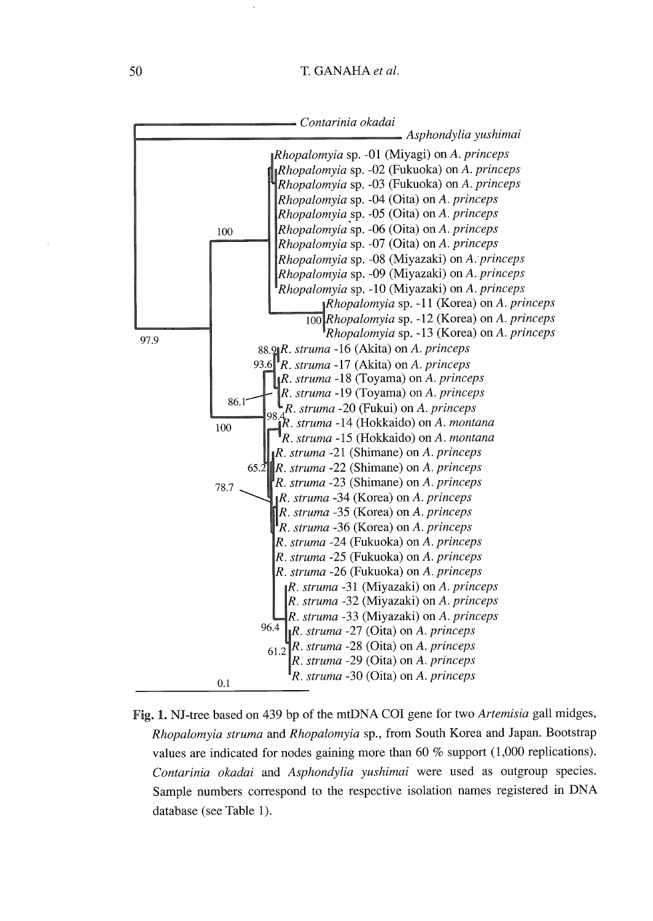Contarinia okadai

Asphondylia yushimai

Rhopalomyia sp. -01 (Miyagi) on A. princeps
Rhopalomyia sp. -02 (Fukuoka) on A. princeps
Rhopalomyia sp. -03 (Fukuoka) on A. princeps
Rhopalomyia sp. -04 (Oita) on A. princeps
Rhopalomyia sp. -05 (Oita) on A. princeps
Rhopalomyia sp. -06 (Oita) on A. princeps
Rhopalomyia sp. -07 (Oita) on A. princeps
Rhopalomyia sp. -08 (Miyazaki) on A. princeps
Rhopalomyia sp. -09 (Miyazaki) on A. princeps
Rhopalomyia sp. -10 (Miyazaki) on A. princeps
Rhopalomyia sp. -11 (Korea) on A. princeps
Rhopalomyia sp. -12 (Korea) on A. princeps
Rhopalomyia sp. -13 (Korea) on A. princeps
R. struma -16 (Akita) on A. princeps
R. struma -17 (Akita) on A. princeps
R. struma -18 (Toyama) on A. princeps
R. struma -19 (Toyama) on A. princeps
R. struma -20 (Fukui) on A. princeps
R. struma -14 (Hokkaido) on A. montana
R. struma -15 (Hokkaido) on A. montana
R. struma -21 (Shimane) on A. princeps
R. struma -22 (Shimane) on A. princeps
R. struma -23 (Shimane) on A. princeps
R. struma -34 (Korea) on A. princeps
R. struma -35 (Korea) on A. princeps
R. struma -36 (Korea) on A. princeps
R. struma -24 (Fukuoka) on A. princeps
R. struma -25 (Fukuoka) on A. princeps
R. struma -26 (Fukuoka) on A. princeps
R. struma -31 (Miyazaki) on A. princeps
R. struma -32 (Miyazaki) on A. princeps
R. struma -33 (Miyazaki) on A. princeps
R. struma -27 (Oita) on A. princeps
R. struma -28 (Oita) on A. princeps
R. struma -29 (Oita) on A. princeps
R. struma -30 (Oita) on A. princeps

100, 100, 97.9, 88.9, 93.6, 86.1, 98.4, 100, 65.2, 78.7, 96.4, 61.2

0.1

**Fig. 1.** NJ-tree based on 439 bp of the mtDNA COI gene for two *Artemisia* gall midges, *Rhopalomyia struma* and *Rhopalomyia* sp., from South Korea and Japan. Bootstrap values are indicated for nodes gaining more than 60 % support (1,000 replications). *Contarinia okadai* and *Asphondylia yushimai* were used as outgroup species. Sample numbers correspond to the respective isolation names registered in DNA database (see Table 1).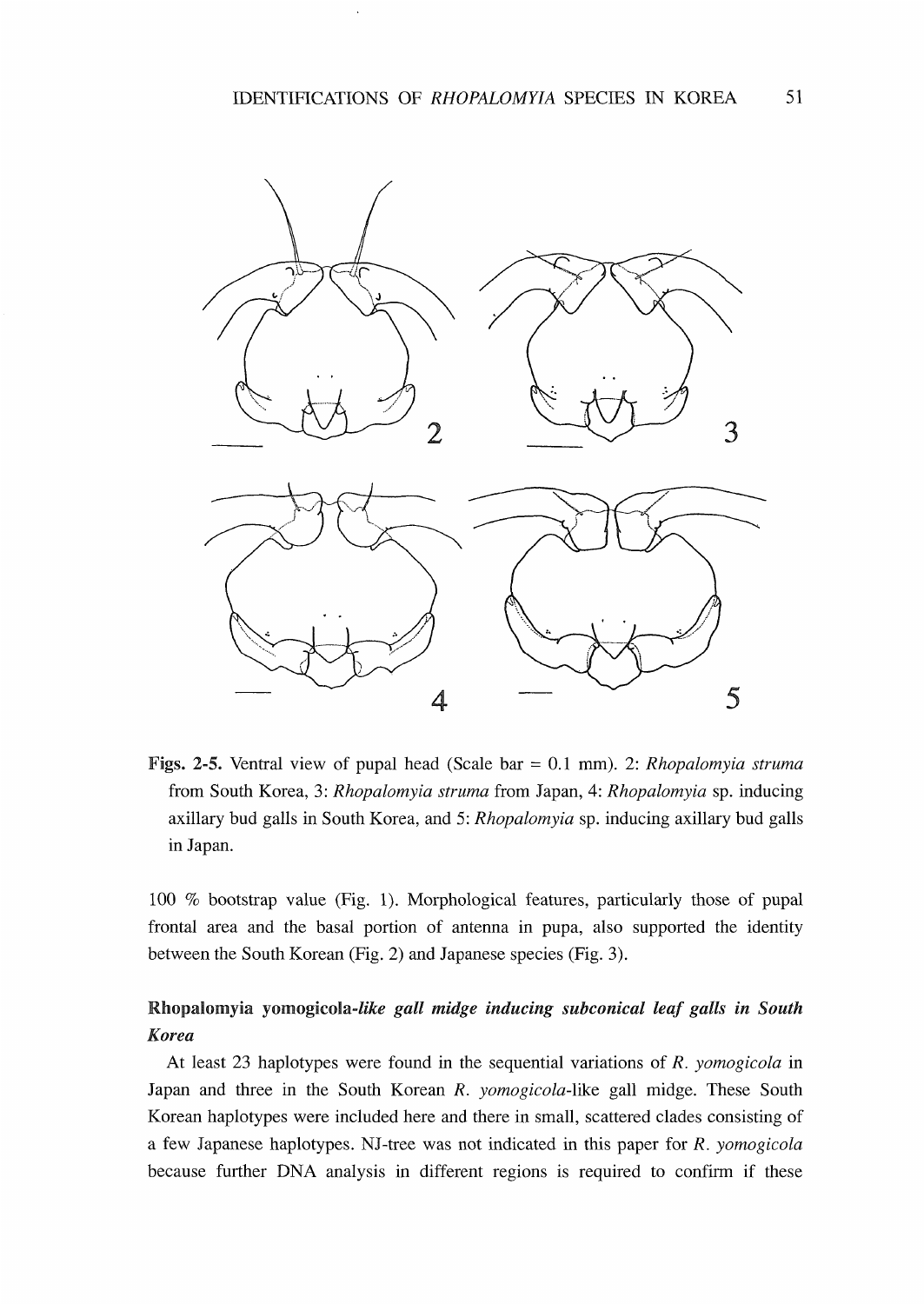**Figs. 2-5.** Ventral view of pupal head (Scale bar = 0.1 mm). 2: *Rhopalomyia struma* from South Korea, 3: *Rhopalomyia struma* from Japan, 4: *Rhopalomyia* sp. inducing axillary bud galls in South Korea, and 5: *Rhopalomyia* sp. inducing axillary bud galls in Japan.

100 % bootstrap value (Fig. 1). Morphological features, particularly those of pupal frontal area and the basal portion of antenna in pupa, also supported the identity between the South Korean (Fig. 2) and Japanese species (Fig. 3).

### Rhopalomyia yomogicola-*like gall midge inducing subconical leaf galls in South Korea*

At least 23 haplotypes were found in the sequential variations of *R. yomogicola* in Japan and three in the South Korean *R. yomogicola*-like gall midge. These South Korean haplotypes were included here and there in small, scattered clades consisting of a few Japanese haplotypes. NJ-tree was not indicated in this paper for *R. yomogicola* because further DNA analysis in different regions is required to confirm if these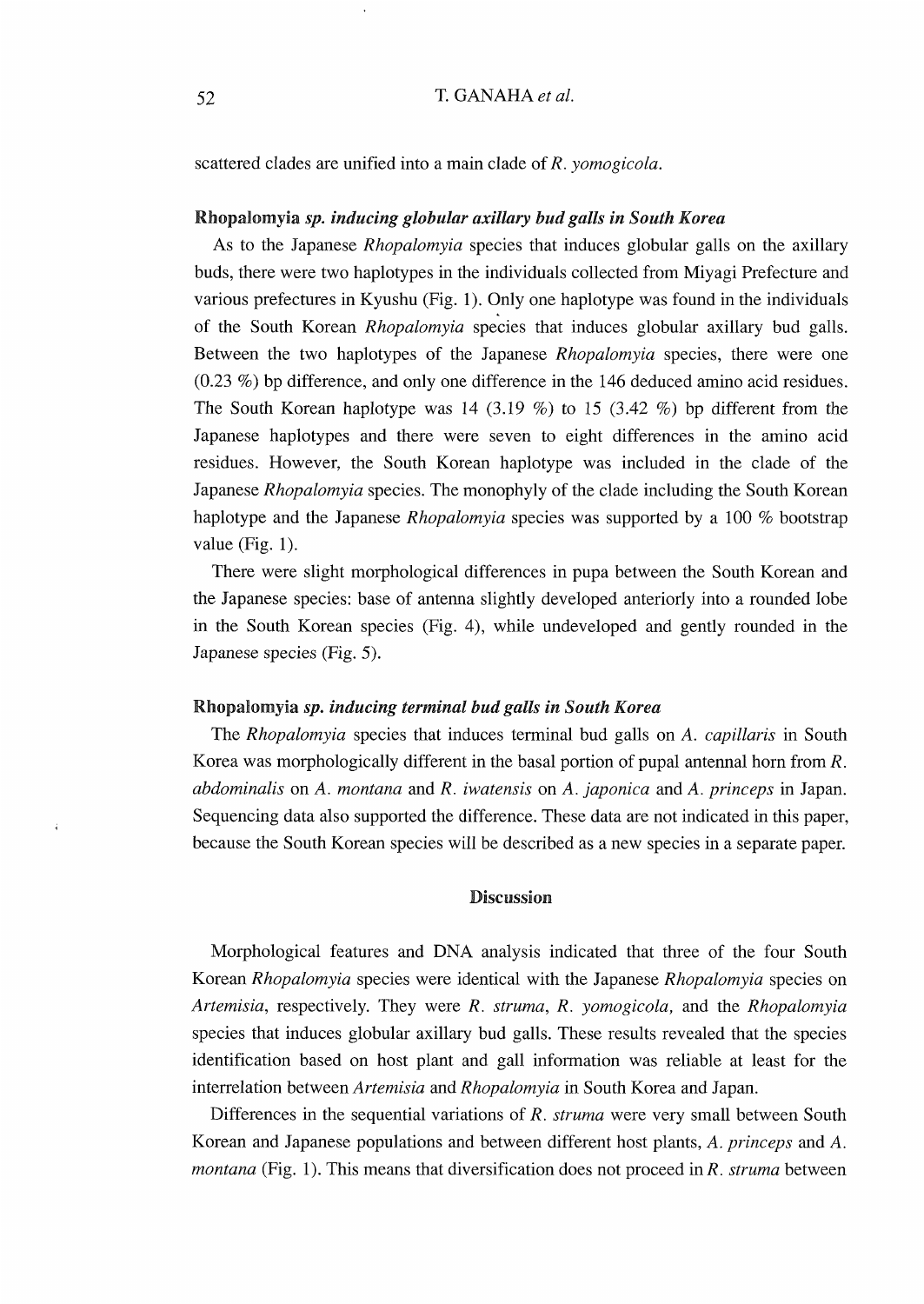scattered clades are unified into a main clade of *R. yomogicola*.

### *Rhopalomyia sp. inducing globular axillary bud galls in South Korea*

As to the Japanese *Rhopalomyia* species that induces globular galls on the axillary buds, there were two haplotypes in the individuals collected from Miyagi Prefecture and various prefectures in Kyushu (Fig. 1). Only one haplotype was found in the individuals of the South Korean *Rhopalomyia* species that induces globular axillary bud galls. Between the two haplotypes of the Japanese *Rhopalomyia* species, there were one (0.23 %) bp difference, and only one difference in the 146 deduced amino acid residues. The South Korean haplotype was 14 (3.19 %) to 15 (3.42 %) bp different from the Japanese haplotypes and there were seven to eight differences in the amino acid residues. However, the South Korean haplotype was included in the clade of the Japanese *Rhopalomyia* species. The monophyly of the clade including the South Korean haplotype and the Japanese *Rhopalomyia* species was supported by a 100 % bootstrap value (Fig. 1).

There were slight morphological differences in pupa between the South Korean and the Japanese species: base of antenna slightly developed anteriorly into a rounded lobe in the South Korean species (Fig. 4), while undeveloped and gently rounded in the Japanese species (Fig. 5).

### *Rhopalomyia sp. inducing terminal bud galls in South Korea*

The *Rhopalomyia* species that induces terminal bud galls on *A. capillaris* in South Korea was morphologically different in the basal portion of pupal antennal horn from *R. abdominalis* on *A. montana* and *R. iwatensis* on *A. japonica* and *A. princeps* in Japan. Sequencing data also supported the difference. These data are not indicated in this paper, because the South Korean species will be described as a new species in a separate paper.

## Discussion

Morphological features and DNA analysis indicated that three of the four South Korean *Rhopalomyia* species were identical with the Japanese *Rhopalomyia* species on *Artemisia*, respectively. They were *R. struma*, *R. yomogicola,* and the *Rhopalomyia* species that induces globular axillary bud galls. These results revealed that the species identification based on host plant and gall information was reliable at least for the interrelation between *Artemisia* and *Rhopalomyia* in South Korea and Japan.

Differences in the sequential variations of *R. struma* were very small between South Korean and Japanese populations and between different host plants, *A. princeps* and *A. montana* (Fig. 1). This means that diversification does not proceed in *R. struma* between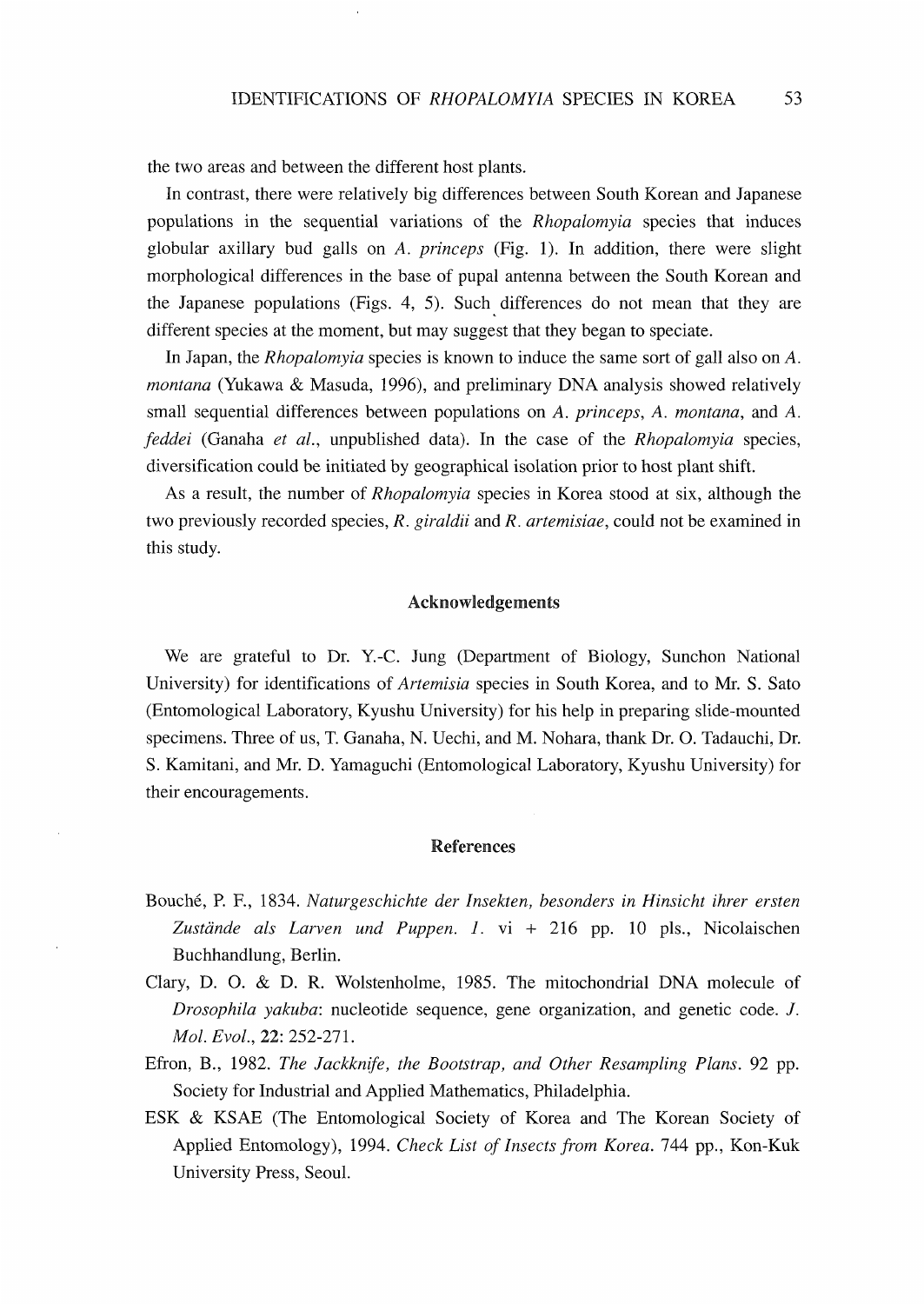the two areas and between the different host plants.

In contrast, there were relatively big differences between South Korean and Japanese populations in the sequential variations of the *Rhopalomyia* species that induces globular axillary bud galls on *A. princeps* (Fig. 1). In addition, there were slight morphological differences in the base of pupal antenna between the South Korean and the Japanese populations (Figs. 4, 5). Such differences do not mean that they are different species at the moment, but may suggest that they began to speciate.

In Japan, the *Rhopalomyia* species is known to induce the same sort of gall also on *A. montana* (Yukawa & Masuda, 1996), and preliminary DNA analysis showed relatively small sequential differences between populations on *A. princeps*, *A. montana*, and *A. feddei* (Ganaha *et al.*, unpublished data). In the case of the *Rhopalomyia* species, diversification could be initiated by geographical isolation prior to host plant shift.

As a result, the number of *Rhopalomyia* species in Korea stood at six, although the two previously recorded species, *R. giraldii* and *R. artemisiae*, could not be examined in this study.

## Acknowledgements

We are grateful to Dr. Y.-C. Jung (Department of Biology, Sunchon National University) for identifications of *Artemisia* species in South Korea, and to Mr. S. Sato (Entomological Laboratory, Kyushu University) for his help in preparing slide-mounted specimens. Three of us, T. Ganaha, N. Uechi, and M. Nohara, thank Dr. O. Tadauchi, Dr. S. Kamitani, and Mr. D. Yamaguchi (Entomological Laboratory, Kyushu University) for their encouragements.

## References

Bouché, P. F., 1834. *Naturgeschichte der Insekten, besonders in Hinsicht ihrer ersten Zustände als Larven und Puppen. 1.* vi + 216 pp. 10 pls., Nicolaischen Buchhandlung, Berlin.

Clary, D. O. & D. R. Wolstenholme, 1985. The mitochondrial DNA molecule of *Drosophila yakuba*: nucleotide sequence, gene organization, and genetic code. *J. Mol. Evol.*, **22**: 252-271.

Efron, B., 1982. *The Jackknife, the Bootstrap, and Other Resampling Plans.* 92 pp. Society for Industrial and Applied Mathematics, Philadelphia.

ESK & KSAE (The Entomological Society of Korea and The Korean Society of Applied Entomology), 1994. *Check List of Insects from Korea.* 744 pp., Kon-Kuk University Press, Seoul.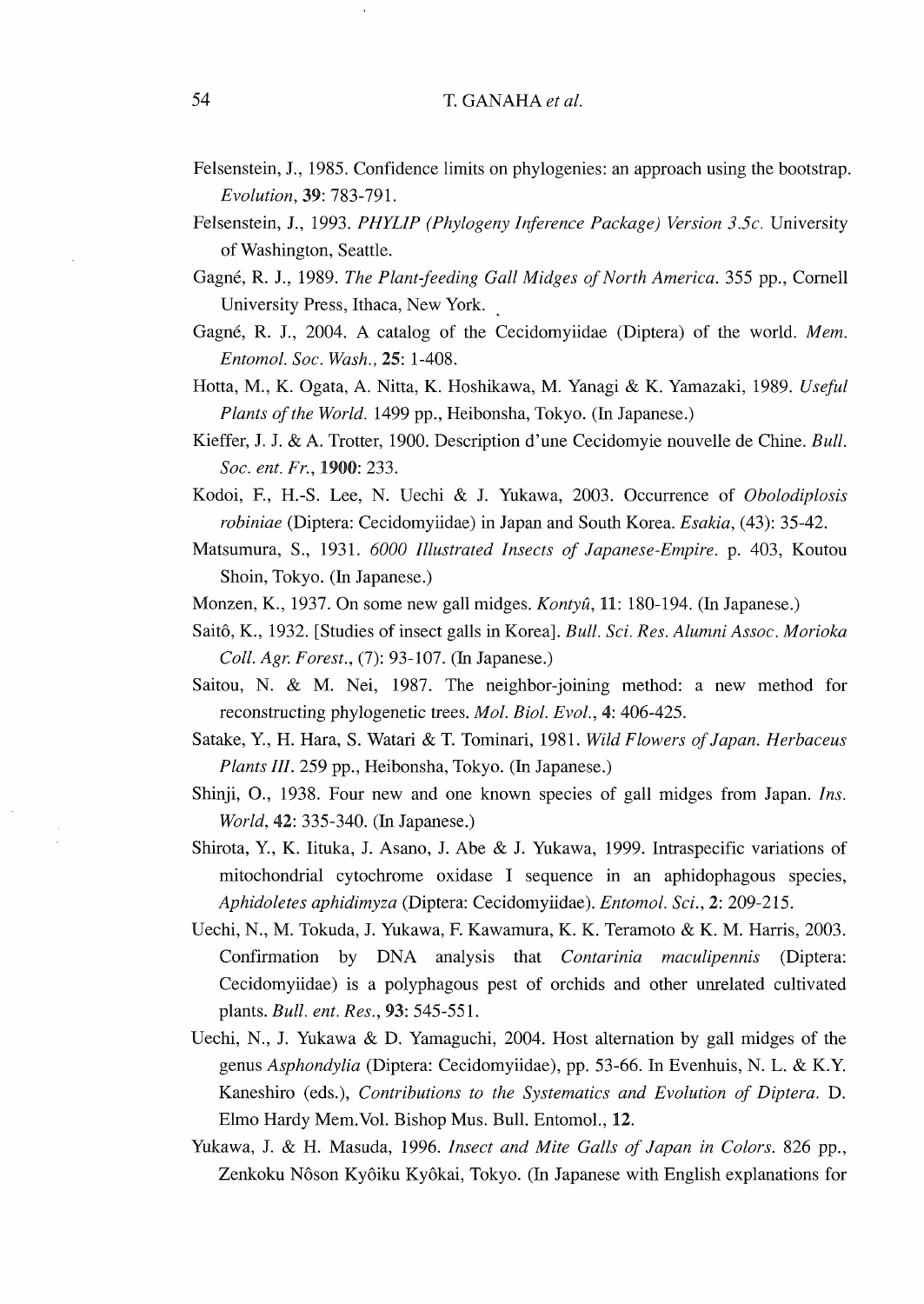Felsenstein, J., 1985. Confidence limits on phylogenies: an approach using the bootstrap. *Evolution*, **39**: 783-791.

Felsenstein, J., 1993. *PHYLIP (Phylogeny Inference Package) Version 3.5c*. University of Washington, Seattle.

Gagné, R. J., 1989. *The Plant-feeding Gall Midges of North America*. 355 pp., Cornell University Press, Ithaca, New York.

Gagné, R. J., 2004. A catalog of the Cecidomyiidae (Diptera) of the world. *Mem. Entomol. Soc. Wash.*, **25**: 1-408.

Hotta, M., K. Ogata, A. Nitta, K. Hoshikawa, M. Yanagi & K. Yamazaki, 1989. *Useful Plants of the World*. 1499 pp., Heibonsha, Tokyo. (In Japanese.)

Kieffer, J. J. & A. Trotter, 1900. Description d'une Cecidomyie nouvelle de Chine. *Bull. Soc. ent. Fr.*, **1900**: 233.

Kodoi, F., H.-S. Lee, N. Uechi & J. Yukawa, 2003. Occurrence of *Obolodiplosis robiniae* (Diptera: Cecidomyiidae) in Japan and South Korea. *Esakia*, (43): 35-42.

Matsumura, S., 1931. *6000 Illustrated Insects of Japanese-Empire*. p. 403, Koutou Shoin, Tokyo. (In Japanese.)

Monzen, K., 1937. On some new gall midges. *Kontyû*, **11**: 180-194. (In Japanese.)

Saitô, K., 1932. [Studies of insect galls in Korea]. *Bull. Sci. Res. Alumni Assoc. Morioka Coll. Agr. Forest.*, (7): 93-107. (In Japanese.)

Saitou, N. & M. Nei, 1987. The neighbor-joining method: a new method for reconstructing phylogenetic trees. *Mol. Biol. Evol.*, **4**: 406-425.

Satake, Y., H. Hara, S. Watari & T. Tominari, 1981. *Wild Flowers of Japan. Herbaceus Plants III*. 259 pp., Heibonsha, Tokyo. (In Japanese.)

Shinji, O., 1938. Four new and one known species of gall midges from Japan. *Ins. World*, **42**: 335-340. (In Japanese.)

Shirota, Y., K. Iituka, J. Asano, J. Abe & J. Yukawa, 1999. Intraspecific variations of mitochondrial cytochrome oxidase I sequence in an aphidophagous species, *Aphidoletes aphidimyza* (Diptera: Cecidomyiidae). *Entomol. Sci.*, **2**: 209-215.

Uechi, N., M. Tokuda, J. Yukawa, F. Kawamura, K. K. Teramoto & K. M. Harris, 2003. Confirmation by DNA analysis that *Contarinia maculipennis* (Diptera: Cecidomyiidae) is a polyphagous pest of orchids and other unrelated cultivated plants. *Bull. ent. Res.*, **93**: 545-551.

Uechi, N., J. Yukawa & D. Yamaguchi, 2004. Host alternation by gall midges of the genus *Asphondylia* (Diptera: Cecidomyiidae), pp. 53-66. In Evenhuis, N. L. & K.Y. Kaneshiro (eds.), *Contributions to the Systematics and Evolution of Diptera*. D. Elmo Hardy Mem.Vol. Bishop Mus. Bull. Entomol., **12**.

Yukawa, J. & H. Masuda, 1996. *Insect and Mite Galls of Japan in Colors*. 826 pp., Zenkoku Nôson Kyôiku Kyôkai, Tokyo. (In Japanese with English explanations for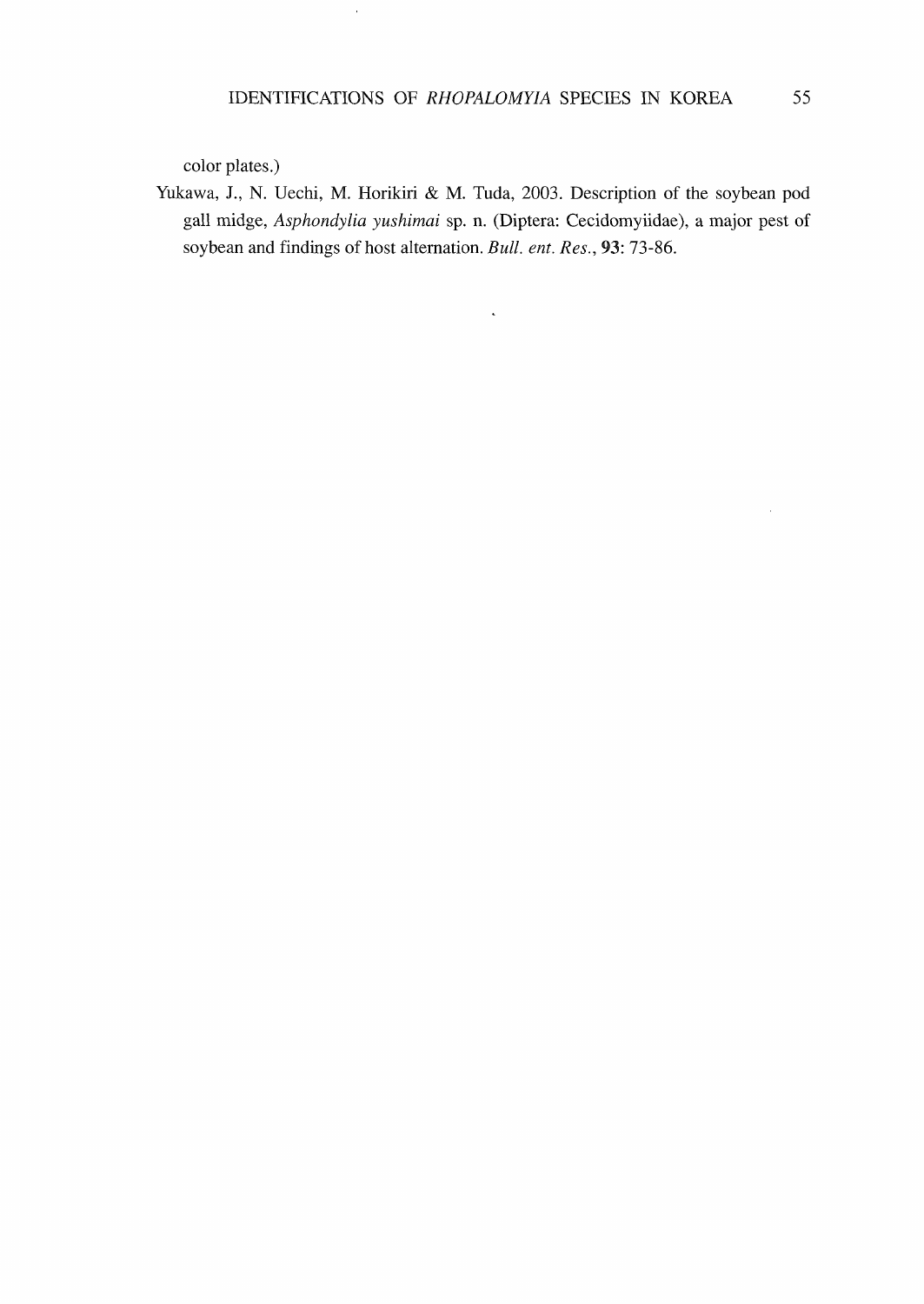color plates.)

Yukawa, J., N. Uechi, M. Horikiri & M. Tuda, 2003. Description of the soybean pod gall midge, *Asphondylia yushimai* sp. n. (Diptera: Cecidomyiidae), a major pest of soybean and findings of host alternation. *Bull. ent. Res.*, **93**: 73-86.